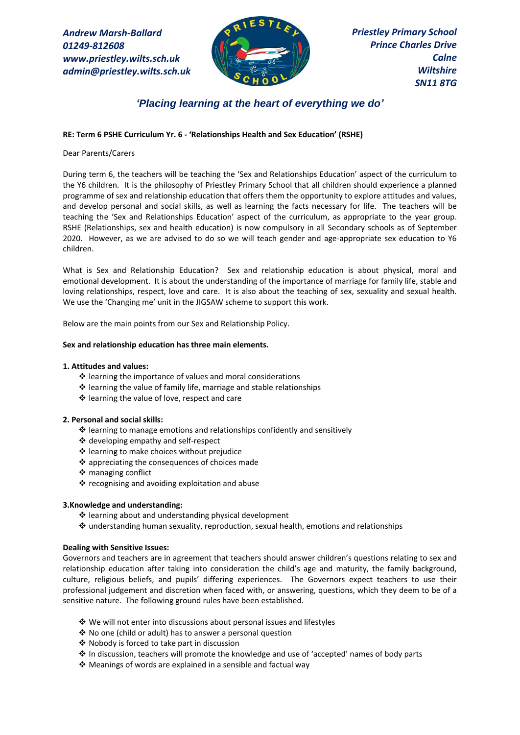*Andrew Marsh-Ballard*
*01249-812608*
*www.priestley.wilts.sch.uk*
*admin@priestley.wilts.sch.uk*

*Priestley Primary School*
*Prince Charles Drive*
*Calne*
*Wiltshire*
*SN11 8TG*

***'Placing learning at the heart of everything we do'***

**RE: Term 6 PSHE Curriculum Yr. 6 - 'Relationships Health and Sex Education' (RSHE)**

Dear Parents/Carers

During term 6, the teachers will be teaching the 'Sex and Relationships Education' aspect of the curriculum to the Y6 children. It is the philosophy of Priestley Primary School that all children should experience a planned programme of sex and relationship education that offers them the opportunity to explore attitudes and values, and develop personal and social skills, as well as learning the facts necessary for life. The teachers will be teaching the 'Sex and Relationships Education' aspect of the curriculum, as appropriate to the year group. RSHE (Relationships, sex and health education) is now compulsory in all Secondary schools as of September 2020. However, as we are advised to do so we will teach gender and age-appropriate sex education to Y6 children.

What is Sex and Relationship Education? Sex and relationship education is about physical, moral and emotional development. It is about the understanding of the importance of marriage for family life, stable and loving relationships, respect, love and care. It is also about the teaching of sex, sexuality and sexual health. We use the 'Changing me' unit in the JIGSAW scheme to support this work.

Below are the main points from our Sex and Relationship Policy.

**Sex and relationship education has three main elements.**

**1. Attitudes and values:**

- learning the importance of values and moral considerations
- learning the value of family life, marriage and stable relationships
- learning the value of love, respect and care

**2. Personal and social skills:**

- learning to manage emotions and relationships confidently and sensitively
- developing empathy and self-respect
- learning to make choices without prejudice
- appreciating the consequences of choices made
- managing conflict
- recognising and avoiding exploitation and abuse

**3.Knowledge and understanding:**

- learning about and understanding physical development
- understanding human sexuality, reproduction, sexual health, emotions and relationships

**Dealing with Sensitive Issues:**

Governors and teachers are in agreement that teachers should answer children's questions relating to sex and relationship education after taking into consideration the child's age and maturity, the family background, culture, religious beliefs, and pupils' differing experiences. The Governors expect teachers to use their professional judgement and discretion when faced with, or answering, questions, which they deem to be of a sensitive nature. The following ground rules have been established.

- We will not enter into discussions about personal issues and lifestyles
- No one (child or adult) has to answer a personal question
- Nobody is forced to take part in discussion
- In discussion, teachers will promote the knowledge and use of 'accepted' names of body parts
- Meanings of words are explained in a sensible and factual way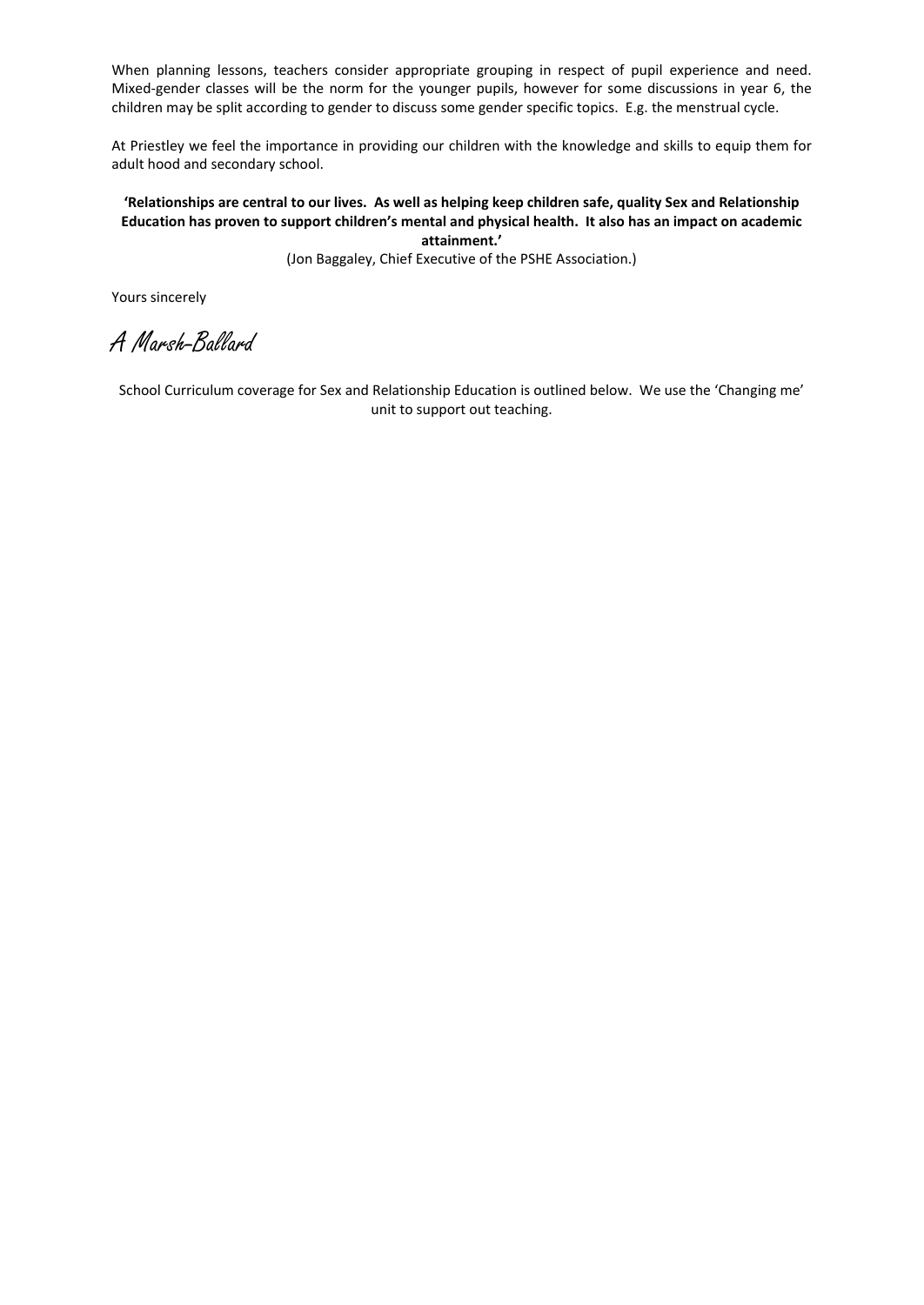When planning lessons, teachers consider appropriate grouping in respect of pupil experience and need. Mixed-gender classes will be the norm for the younger pupils, however for some discussions in year 6, the children may be split according to gender to discuss some gender specific topics. E.g. the menstrual cycle.

At Priestley we feel the importance in providing our children with the knowledge and skills to equip them for adult hood and secondary school.

**'Relationships are central to our lives. As well as helping keep children safe, quality Sex and Relationship Education has proven to support children's mental and physical health. It also has an impact on academic attainment.'**

(Jon Baggaley, Chief Executive of the PSHE Association.)

Yours sincerely

*A Marsh-Ballard*

School Curriculum coverage for Sex and Relationship Education is outlined below. We use the 'Changing me' unit to support out teaching.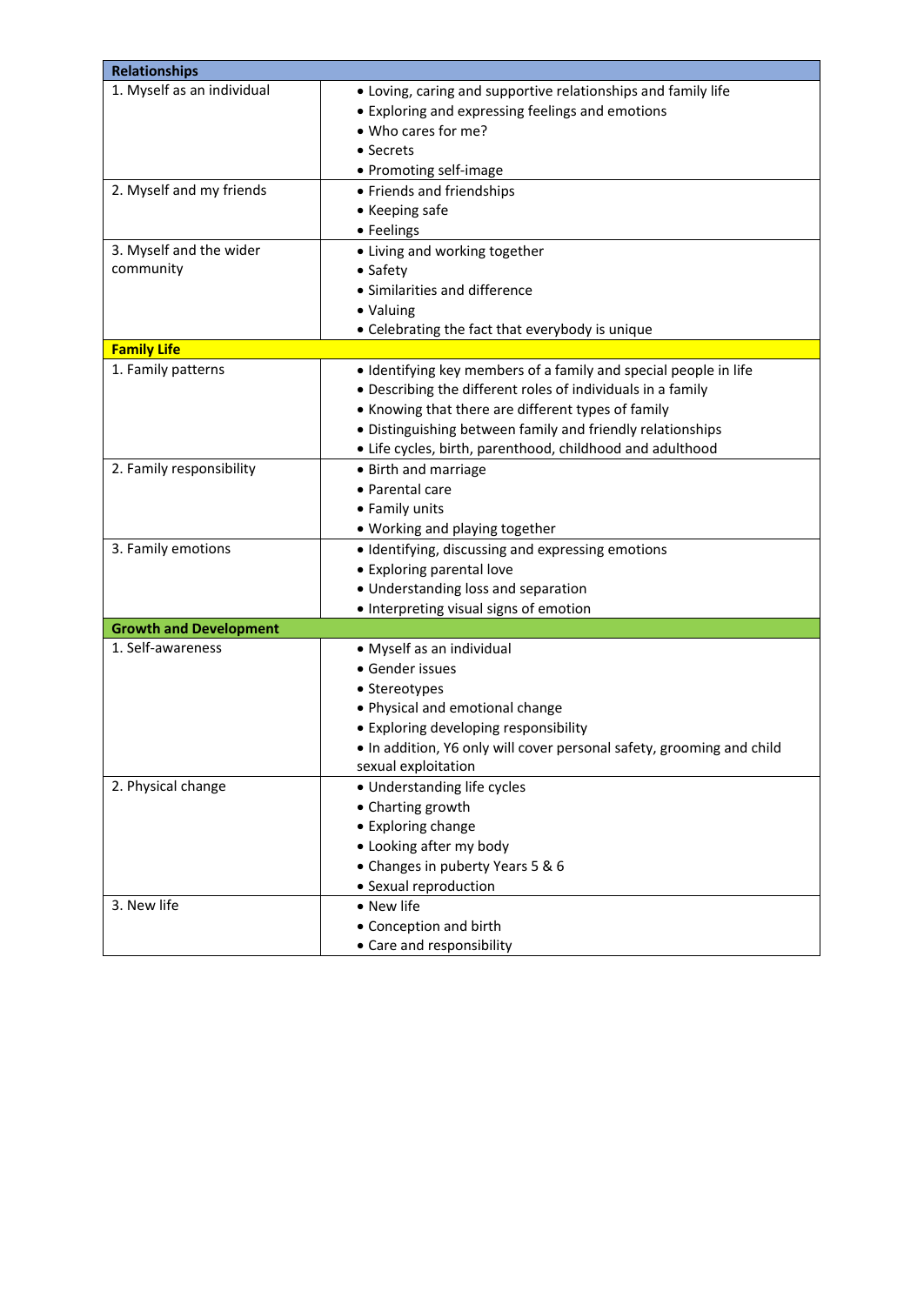| | |
|---|---|
| **Relationships** | |
| 1. Myself as an individual | • Loving, caring and supportive relationships and family life<br>• Exploring and expressing feelings and emotions<br>• Who cares for me?<br>• Secrets<br>• Promoting self-image |
| 2. Myself and my friends | • Friends and friendships<br>• Keeping safe<br>• Feelings |
| 3. Myself and the wider community | • Living and working together<br>• Safety<br>• Similarities and difference<br>• Valuing<br>• Celebrating the fact that everybody is unique |
| **Family Life** | |
| 1. Family patterns | • Identifying key members of a family and special people in life<br>• Describing the different roles of individuals in a family<br>• Knowing that there are different types of family<br>• Distinguishing between family and friendly relationships<br>• Life cycles, birth, parenthood, childhood and adulthood |
| 2. Family responsibility | • Birth and marriage<br>• Parental care<br>• Family units<br>• Working and playing together |
| 3. Family emotions | • Identifying, discussing and expressing emotions<br>• Exploring parental love<br>• Understanding loss and separation<br>• Interpreting visual signs of emotion |
| **Growth and Development** | |
| 1. Self-awareness | • Myself as an individual<br>• Gender issues<br>• Stereotypes<br>• Physical and emotional change<br>• Exploring developing responsibility<br>• In addition, Y6 only will cover personal safety, grooming and child sexual exploitation |
| 2. Physical change | • Understanding life cycles<br>• Charting growth<br>• Exploring change<br>• Looking after my body<br>• Changes in puberty Years 5 & 6<br>• Sexual reproduction |
| 3. New life | • New life<br>• Conception and birth<br>• Care and responsibility |